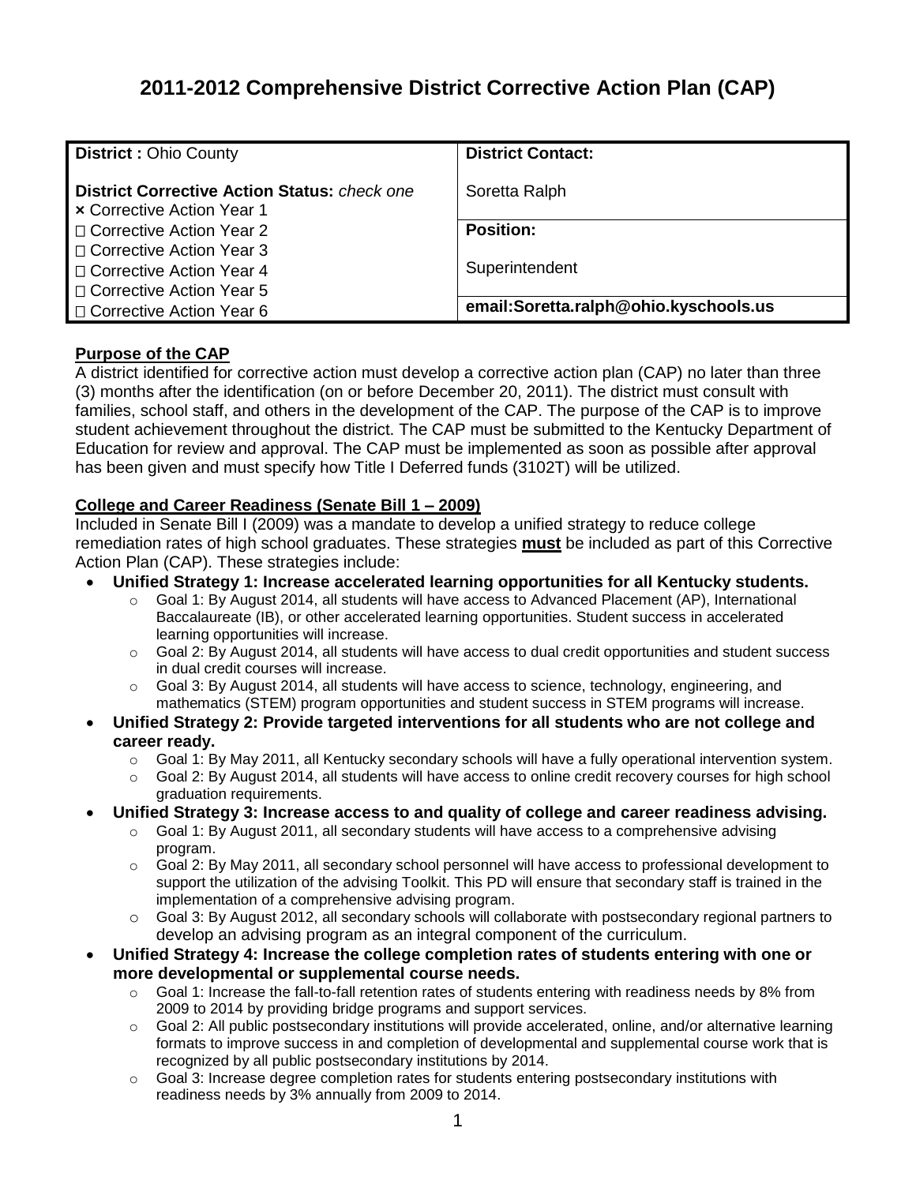# 2011-2012 Comprehensive District Corrective Action Plan (CAP)

| **District :** Ohio County | **District Contact:** |
|---|---|
| **District Corrective Action Status:** *check one* | Soretta Ralph |
| × Corrective Action Year 1 | **Position:** |
| □ Corrective Action Year 2 | |
| □ Corrective Action Year 3 | Superintendent |
| □ Corrective Action Year 4 | |
| □ Corrective Action Year 5 | **email:Soretta.ralph@ohio.kyschools.us** |
| □ Corrective Action Year 6 | |

**Purpose of the CAP**

A district identified for corrective action must develop a corrective action plan (CAP) no later than three (3) months after the identification (on or before December 20, 2011). The district must consult with families, school staff, and others in the development of the CAP. The purpose of the CAP is to improve student achievement throughout the district. The CAP must be submitted to the Kentucky Department of Education for review and approval. The CAP must be implemented as soon as possible after approval has been given and must specify how Title I Deferred funds (3102T) will be utilized.

**College and Career Readiness (Senate Bill 1 – 2009)**

Included in Senate Bill I (2009) was a mandate to develop a unified strategy to reduce college remediation rates of high school graduates. These strategies **must** be included as part of this Corrective Action Plan (CAP). These strategies include:

- **Unified Strategy 1: Increase accelerated learning opportunities for all Kentucky students.**
  - Goal 1: By August 2014, all students will have access to Advanced Placement (AP), International Baccalaureate (IB), or other accelerated learning opportunities. Student success in accelerated learning opportunities will increase.
  - Goal 2: By August 2014, all students will have access to dual credit opportunities and student success in dual credit courses will increase.
  - Goal 3: By August 2014, all students will have access to science, technology, engineering, and mathematics (STEM) program opportunities and student success in STEM programs will increase.
- **Unified Strategy 2: Provide targeted interventions for all students who are not college and career ready.**
  - Goal 1: By May 2011, all Kentucky secondary schools will have a fully operational intervention system.
  - Goal 2: By August 2014, all students will have access to online credit recovery courses for high school graduation requirements.
- **Unified Strategy 3: Increase access to and quality of college and career readiness advising.**
  - Goal 1: By August 2011, all secondary students will have access to a comprehensive advising program.
  - Goal 2: By May 2011, all secondary school personnel will have access to professional development to support the utilization of the advising Toolkit. This PD will ensure that secondary staff is trained in the implementation of a comprehensive advising program.
  - Goal 3: By August 2012, all secondary schools will collaborate with postsecondary regional partners to develop an advising program as an integral component of the curriculum.
- **Unified Strategy 4: Increase the college completion rates of students entering with one or more developmental or supplemental course needs.**
  - Goal 1: Increase the fall-to-fall retention rates of students entering with readiness needs by 8% from 2009 to 2014 by providing bridge programs and support services.
  - Goal 2: All public postsecondary institutions will provide accelerated, online, and/or alternative learning formats to improve success in and completion of developmental and supplemental course work that is recognized by all public postsecondary institutions by 2014.
  - Goal 3: Increase degree completion rates for students entering postsecondary institutions with readiness needs by 3% annually from 2009 to 2014.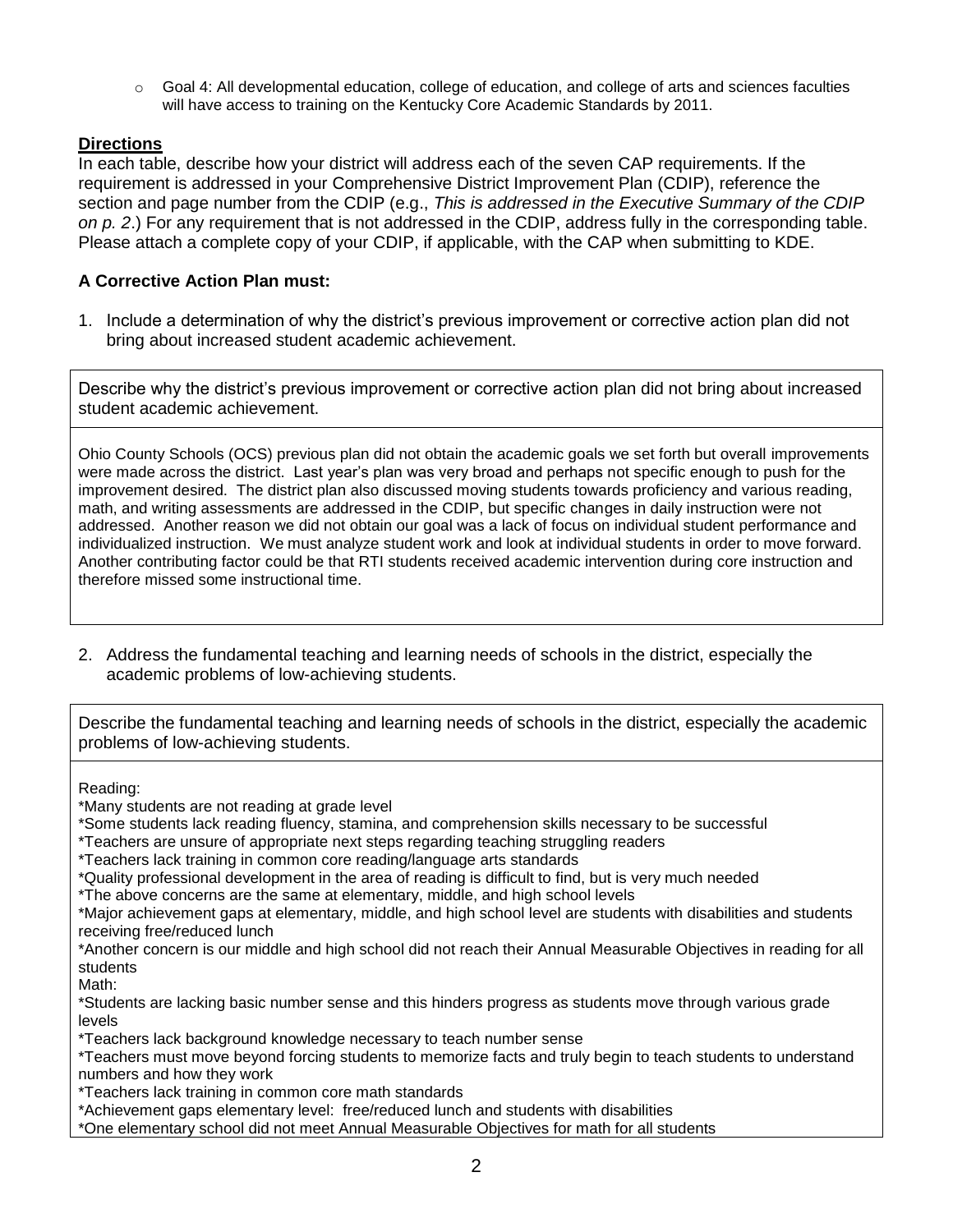- Goal 4: All developmental education, college of education, and college of arts and sciences faculties will have access to training on the Kentucky Core Academic Standards by 2011.

## Directions

In each table, describe how your district will address each of the seven CAP requirements. If the requirement is addressed in your Comprehensive District Improvement Plan (CDIP), reference the section and page number from the CDIP (e.g., *This is addressed in the Executive Summary of the CDIP on p. 2*.) For any requirement that is not addressed in the CDIP, address fully in the corresponding table. Please attach a complete copy of your CDIP, if applicable, with the CAP when submitting to KDE.

### A Corrective Action Plan must:

1. Include a determination of why the district's previous improvement or corrective action plan did not bring about increased student academic achievement.

| Describe why the district's previous improvement or corrective action plan did not bring about increased student academic achievement. |
|---|
| Ohio County Schools (OCS) previous plan did not obtain the academic goals we set forth but overall improvements were made across the district. Last year's plan was very broad and perhaps not specific enough to push for the improvement desired. The district plan also discussed moving students towards proficiency and various reading, math, and writing assessments are addressed in the CDIP, but specific changes in daily instruction were not addressed. Another reason we did not obtain our goal was a lack of focus on individual student performance and individualized instruction. We must analyze student work and look at individual students in order to move forward. Another contributing factor could be that RTI students received academic intervention during core instruction and therefore missed some instructional time. |

2. Address the fundamental teaching and learning needs of schools in the district, especially the academic problems of low-achieving students.

| Describe the fundamental teaching and learning needs of schools in the district, especially the academic problems of low-achieving students. |
|---|
| Reading:<br>*Many students are not reading at grade level<br>*Some students lack reading fluency, stamina, and comprehension skills necessary to be successful<br>*Teachers are unsure of appropriate next steps regarding teaching struggling readers<br>*Teachers lack training in common core reading/language arts standards<br>*Quality professional development in the area of reading is difficult to find, but is very much needed<br>*The above concerns are the same at elementary, middle, and high school levels<br>*Major achievement gaps at elementary, middle, and high school level are students with disabilities and students receiving free/reduced lunch<br>*Another concern is our middle and high school did not reach their Annual Measurable Objectives in reading for all students<br>Math:<br>*Students are lacking basic number sense and this hinders progress as students move through various grade levels<br>*Teachers lack background knowledge necessary to teach number sense<br>*Teachers must move beyond forcing students to memorize facts and truly begin to teach students to understand numbers and how they work<br>*Teachers lack training in common core math standards<br>*Achievement gaps elementary level: free/reduced lunch and students with disabilities<br>*One elementary school did not meet Annual Measurable Objectives for math for all students |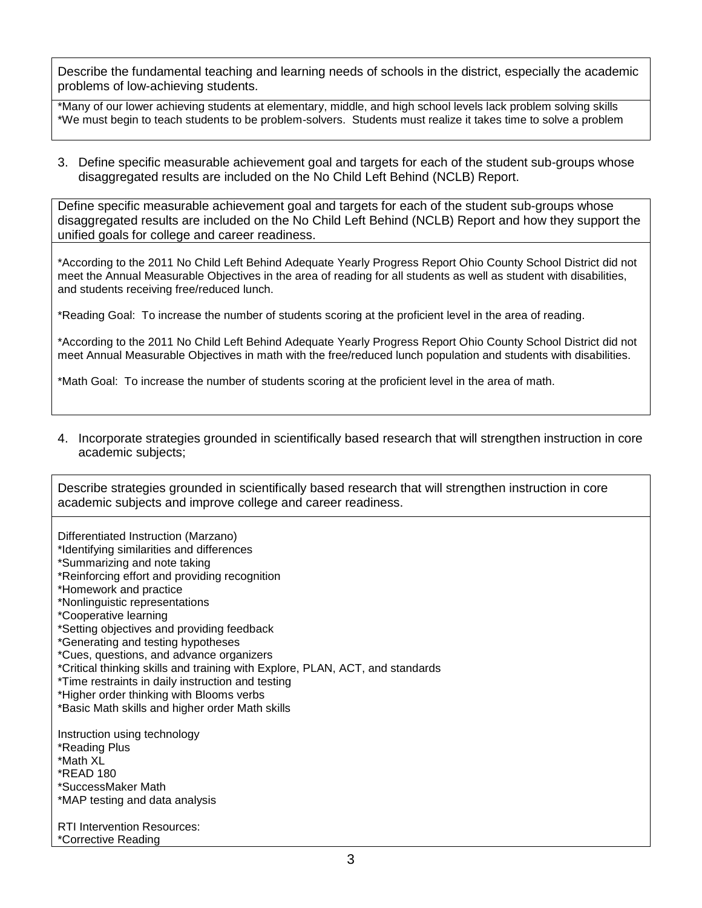Describe the fundamental teaching and learning needs of schools in the district, especially the academic problems of low-achieving students.

*Many of our lower achieving students at elementary, middle, and high school levels lack problem solving skills
*We must begin to teach students to be problem-solvers. Students must realize it takes time to solve a problem

3. Define specific measurable achievement goal and targets for each of the student sub-groups whose disaggregated results are included on the No Child Left Behind (NCLB) Report.

Define specific measurable achievement goal and targets for each of the student sub-groups whose disaggregated results are included on the No Child Left Behind (NCLB) Report and how they support the unified goals for college and career readiness.

*According to the 2011 No Child Left Behind Adequate Yearly Progress Report Ohio County School District did not meet the Annual Measurable Objectives in the area of reading for all students as well as student with disabilities, and students receiving free/reduced lunch.

*Reading Goal: To increase the number of students scoring at the proficient level in the area of reading.

*According to the 2011 No Child Left Behind Adequate Yearly Progress Report Ohio County School District did not meet Annual Measurable Objectives in math with the free/reduced lunch population and students with disabilities.

*Math Goal: To increase the number of students scoring at the proficient level in the area of math.

4. Incorporate strategies grounded in scientifically based research that will strengthen instruction in core academic subjects;

Describe strategies grounded in scientifically based research that will strengthen instruction in core academic subjects and improve college and career readiness.

Differentiated Instruction (Marzano)
*Identifying similarities and differences
*Summarizing and note taking
*Reinforcing effort and providing recognition
*Homework and practice
*Nonlinguistic representations
*Cooperative learning
*Setting objectives and providing feedback
*Generating and testing hypotheses
*Cues, questions, and advance organizers
*Critical thinking skills and training with Explore, PLAN, ACT, and standards
*Time restraints in daily instruction and testing
*Higher order thinking with Blooms verbs
*Basic Math skills and higher order Math skills

Instruction using technology
*Reading Plus
*Math XL
*READ 180
*SuccessMaker Math
*MAP testing and data analysis

RTI Intervention Resources:
*Corrective Reading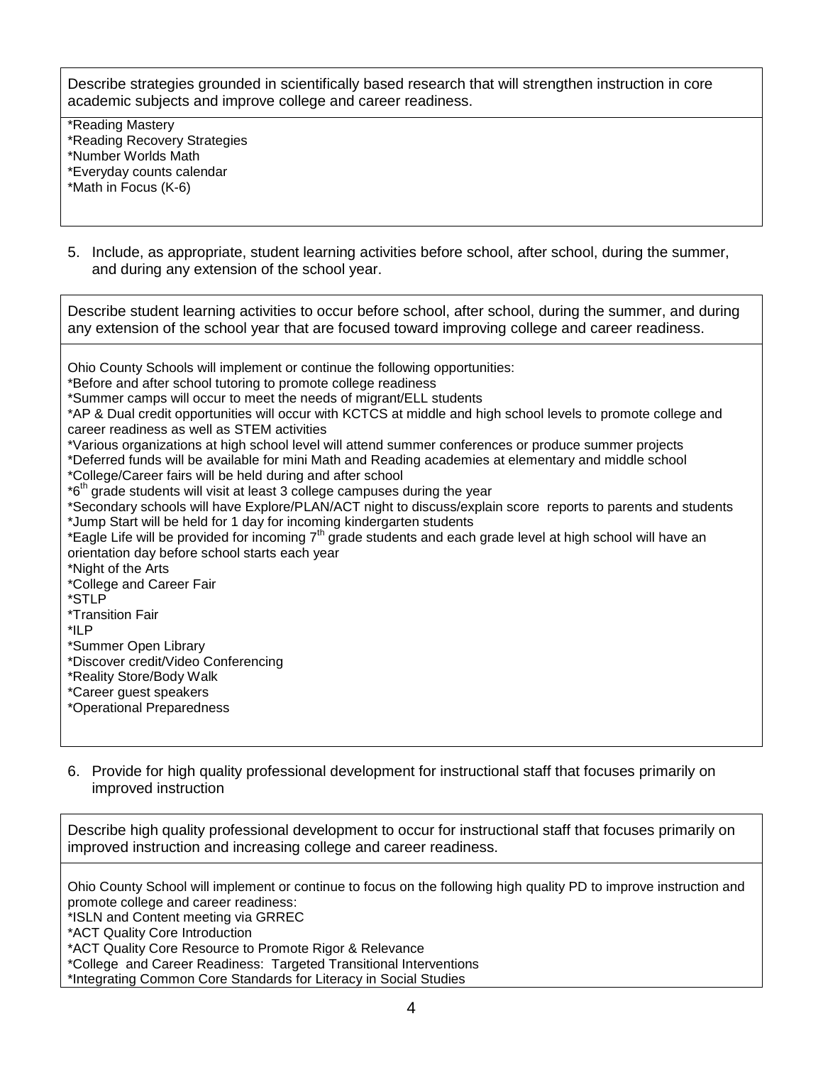Describe strategies grounded in scientifically based research that will strengthen instruction in core academic subjects and improve college and career readiness.

*Reading Mastery
*Reading Recovery Strategies
*Number Worlds Math
*Everyday counts calendar
*Math in Focus (K-6)

5. Include, as appropriate, student learning activities before school, after school, during the summer, and during any extension of the school year.

Describe student learning activities to occur before school, after school, during the summer, and during any extension of the school year that are focused toward improving college and career readiness.

Ohio County Schools will implement or continue the following opportunities:
*Before and after school tutoring to promote college readiness
*Summer camps will occur to meet the needs of migrant/ELL students
*AP & Dual credit opportunities will occur with KCTCS at middle and high school levels to promote college and career readiness as well as STEM activities
*Various organizations at high school level will attend summer conferences or produce summer projects
*Deferred funds will be available for mini Math and Reading academies at elementary and middle school
*College/Career fairs will be held during and after school
*6th grade students will visit at least 3 college campuses during the year
*Secondary schools will have Explore/PLAN/ACT night to discuss/explain score reports to parents and students
*Jump Start will be held for 1 day for incoming kindergarten students
*Eagle Life will be provided for incoming 7th grade students and each grade level at high school will have an orientation day before school starts each year
*Night of the Arts
*College and Career Fair
*STLP
*Transition Fair
*ILP
*Summer Open Library
*Discover credit/Video Conferencing
*Reality Store/Body Walk
*Career guest speakers
*Operational Preparedness

6. Provide for high quality professional development for instructional staff that focuses primarily on improved instruction

Describe high quality professional development to occur for instructional staff that focuses primarily on improved instruction and increasing college and career readiness.

Ohio County School will implement or continue to focus on the following high quality PD to improve instruction and promote college and career readiness:
*ISLN and Content meeting via GRREC
*ACT Quality Core Introduction
*ACT Quality Core Resource to Promote Rigor & Relevance
*College and Career Readiness: Targeted Transitional Interventions
*Integrating Common Core Standards for Literacy in Social Studies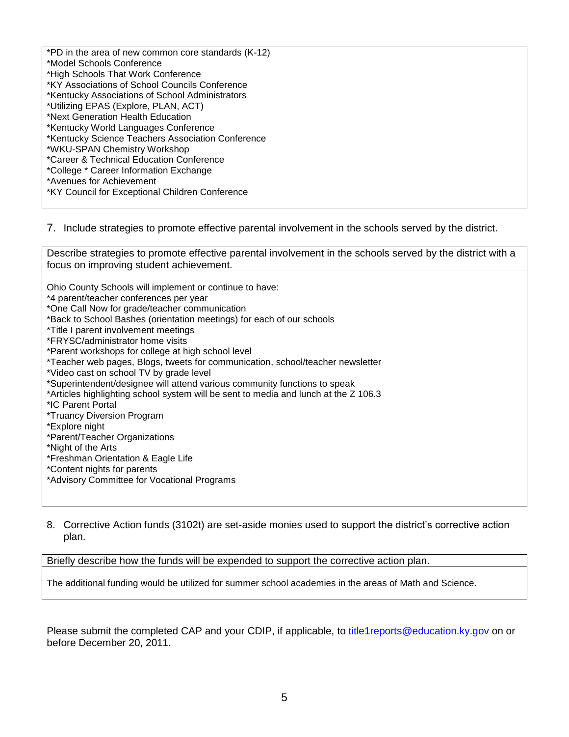*PD in the area of new common core standards (K-12)
*Model Schools Conference
*High Schools That Work Conference
*KY Associations of School Councils Conference
*Kentucky Associations of School Administrators
*Utilizing EPAS (Explore, PLAN, ACT)
*Next Generation Health Education
*Kentucky World Languages Conference
*Kentucky Science Teachers Association Conference
*WKU-SPAN Chemistry Workshop
*Career & Technical Education Conference
*College * Career Information Exchange
*Avenues for Achievement
*KY Council for Exceptional Children Conference

7. Include strategies to promote effective parental involvement in the schools served by the district.

Describe strategies to promote effective parental involvement in the schools served by the district with a focus on improving student achievement.

Ohio County Schools will implement or continue to have:
*4 parent/teacher conferences per year
*One Call Now for grade/teacher communication
*Back to School Bashes (orientation meetings) for each of our schools
*Title I parent involvement meetings
*FRYSC/administrator home visits
*Parent workshops for college at high school level
*Teacher web pages, Blogs, tweets for communication, school/teacher newsletter
*Video cast on school TV by grade level
*Superintendent/designee will attend various community functions to speak
*Articles highlighting school system will be sent to media and lunch at the Z 106.3
*IC Parent Portal
*Truancy Diversion Program
*Explore night
*Parent/Teacher Organizations
*Night of the Arts
*Freshman Orientation & Eagle Life
*Content nights for parents
*Advisory Committee for Vocational Programs

8. Corrective Action funds (3102t) are set-aside monies used to support the district's corrective action plan.

Briefly describe how the funds will be expended to support the corrective action plan.

The additional funding would be utilized for summer school academies in the areas of Math and Science.

Please submit the completed CAP and your CDIP, if applicable, to title1reports@education.ky.gov on or before December 20, 2011.